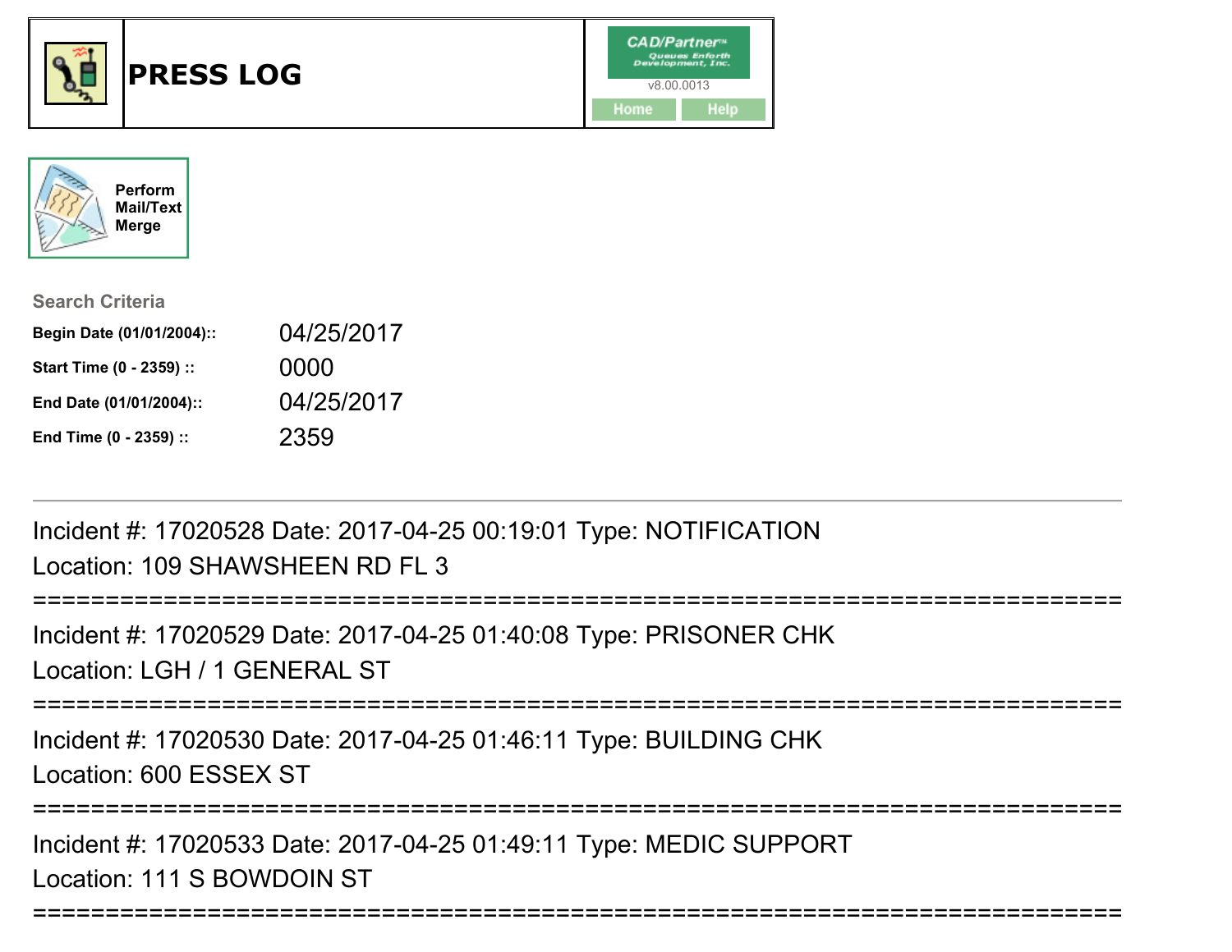# PRESS LOG

CAD/Partner™
Queues Enforth Development, Inc.
v8.00.0013

Home | Help

Perform Mail/Text Merge

**Search Criteria**

| | |
|---|---|
| **Begin Date (01/01/2004)::** | 04/25/2017 |
| **Start Time (0 - 2359) ::** | 0000 |
| **End Date (01/01/2004)::** | 04/25/2017 |
| **End Time (0 - 2359) ::** | 2359 |

---

Incident #: 17020528 Date: 2017-04-25 00:19:01 Type: NOTIFICATION
Location: 109 SHAWSHEEN RD FL 3

===========================================================================

Incident #: 17020529 Date: 2017-04-25 01:40:08 Type: PRISONER CHK
Location: LGH / 1 GENERAL ST

===========================================================================

Incident #: 17020530 Date: 2017-04-25 01:46:11 Type: BUILDING CHK
Location: 600 ESSEX ST

===========================================================================

Incident #: 17020533 Date: 2017-04-25 01:49:11 Type: MEDIC SUPPORT
Location: 111 S BOWDOIN ST

===========================================================================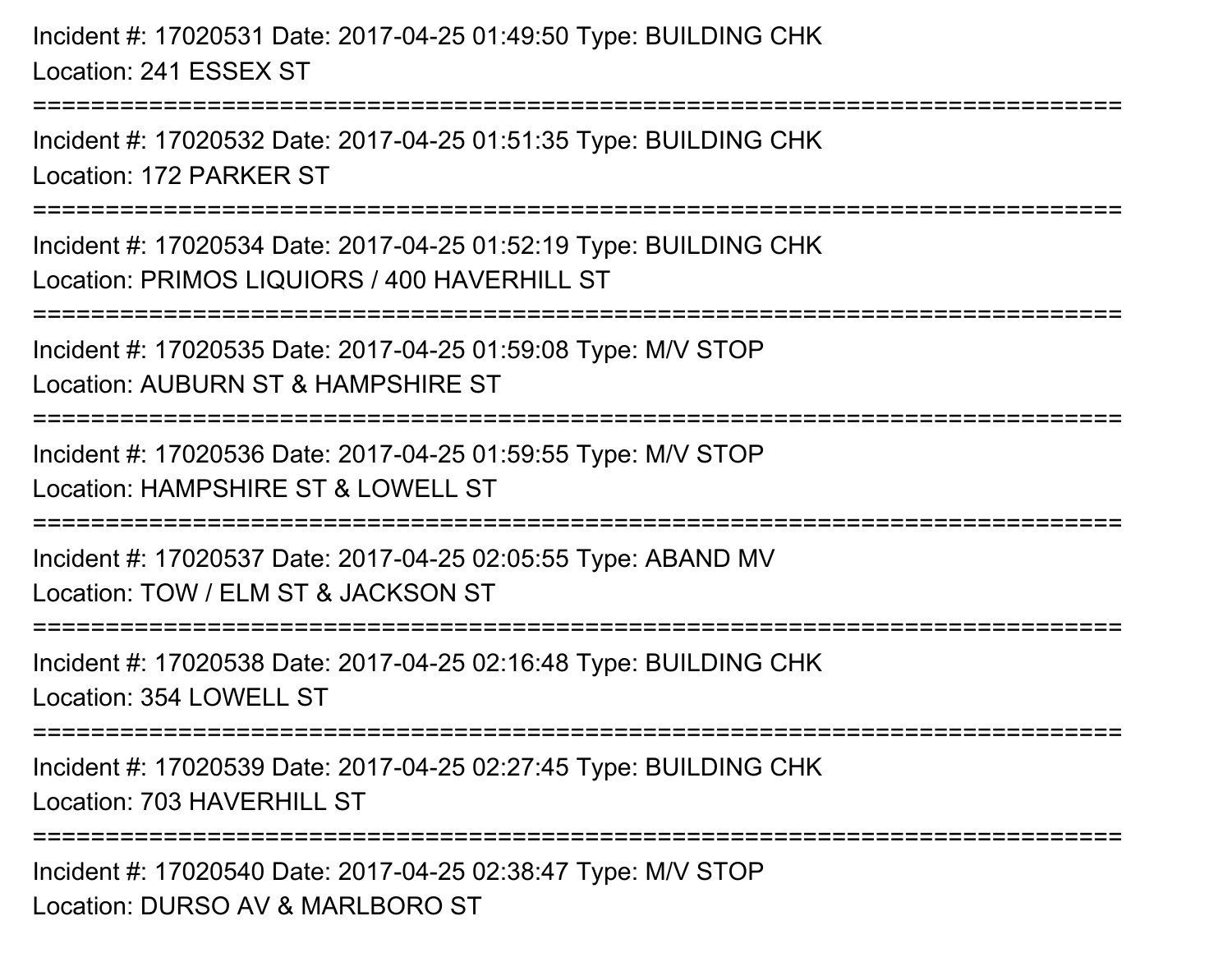Incident #: 17020531 Date: 2017-04-25 01:49:50 Type: BUILDING CHK
Location: 241 ESSEX ST

===========================================================================

Incident #: 17020532 Date: 2017-04-25 01:51:35 Type: BUILDING CHK
Location: 172 PARKER ST

===========================================================================

Incident #: 17020534 Date: 2017-04-25 01:52:19 Type: BUILDING CHK
Location: PRIMOS LIQUIORS / 400 HAVERHILL ST

===========================================================================

Incident #: 17020535 Date: 2017-04-25 01:59:08 Type: M/V STOP
Location: AUBURN ST & HAMPSHIRE ST

===========================================================================

Incident #: 17020536 Date: 2017-04-25 01:59:55 Type: M/V STOP
Location: HAMPSHIRE ST & LOWELL ST

===========================================================================

Incident #: 17020537 Date: 2017-04-25 02:05:55 Type: ABAND MV
Location: TOW / ELM ST & JACKSON ST

===========================================================================

Incident #: 17020538 Date: 2017-04-25 02:16:48 Type: BUILDING CHK
Location: 354 LOWELL ST

===========================================================================

Incident #: 17020539 Date: 2017-04-25 02:27:45 Type: BUILDING CHK
Location: 703 HAVERHILL ST

===========================================================================

Incident #: 17020540 Date: 2017-04-25 02:38:47 Type: M/V STOP
Location: DURSO AV & MARLBORO ST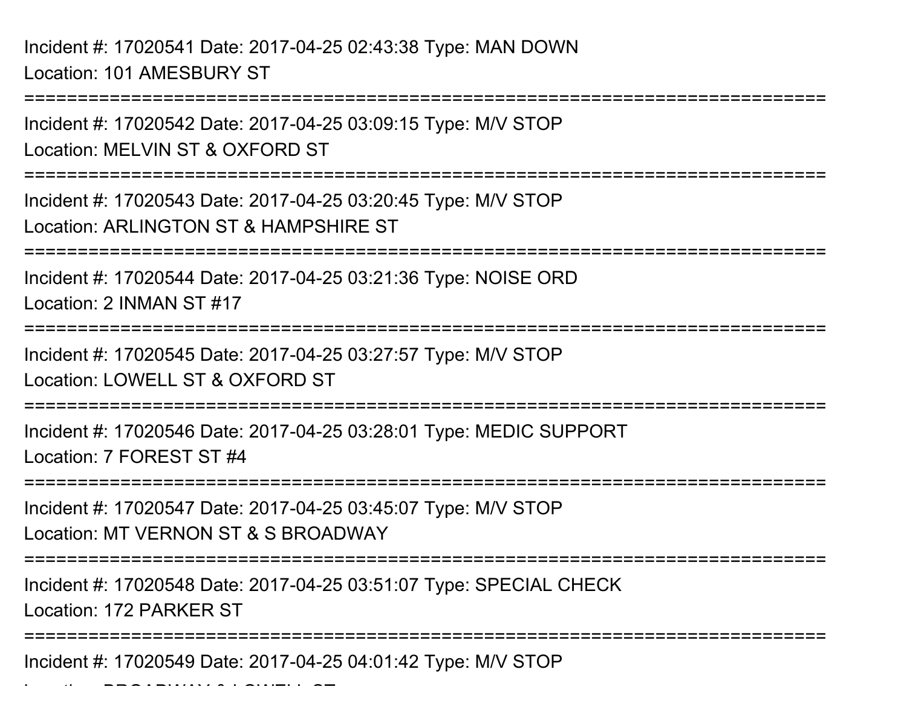Incident #: 17020541 Date: 2017-04-25 02:43:38 Type: MAN DOWN
Location: 101 AMESBURY ST

===========================================================================

Incident #: 17020542 Date: 2017-04-25 03:09:15 Type: M/V STOP
Location: MELVIN ST & OXFORD ST

===========================================================================

Incident #: 17020543 Date: 2017-04-25 03:20:45 Type: M/V STOP
Location: ARLINGTON ST & HAMPSHIRE ST

===========================================================================

Incident #: 17020544 Date: 2017-04-25 03:21:36 Type: NOISE ORD
Location: 2 INMAN ST #17

===========================================================================

Incident #: 17020545 Date: 2017-04-25 03:27:57 Type: M/V STOP
Location: LOWELL ST & OXFORD ST

===========================================================================

Incident #: 17020546 Date: 2017-04-25 03:28:01 Type: MEDIC SUPPORT
Location: 7 FOREST ST #4

===========================================================================

Incident #: 17020547 Date: 2017-04-25 03:45:07 Type: M/V STOP
Location: MT VERNON ST & S BROADWAY

===========================================================================

Incident #: 17020548 Date: 2017-04-25 03:51:07 Type: SPECIAL CHECK
Location: 172 PARKER ST

===========================================================================

Incident #: 17020549 Date: 2017-04-25 04:01:42 Type: M/V STOP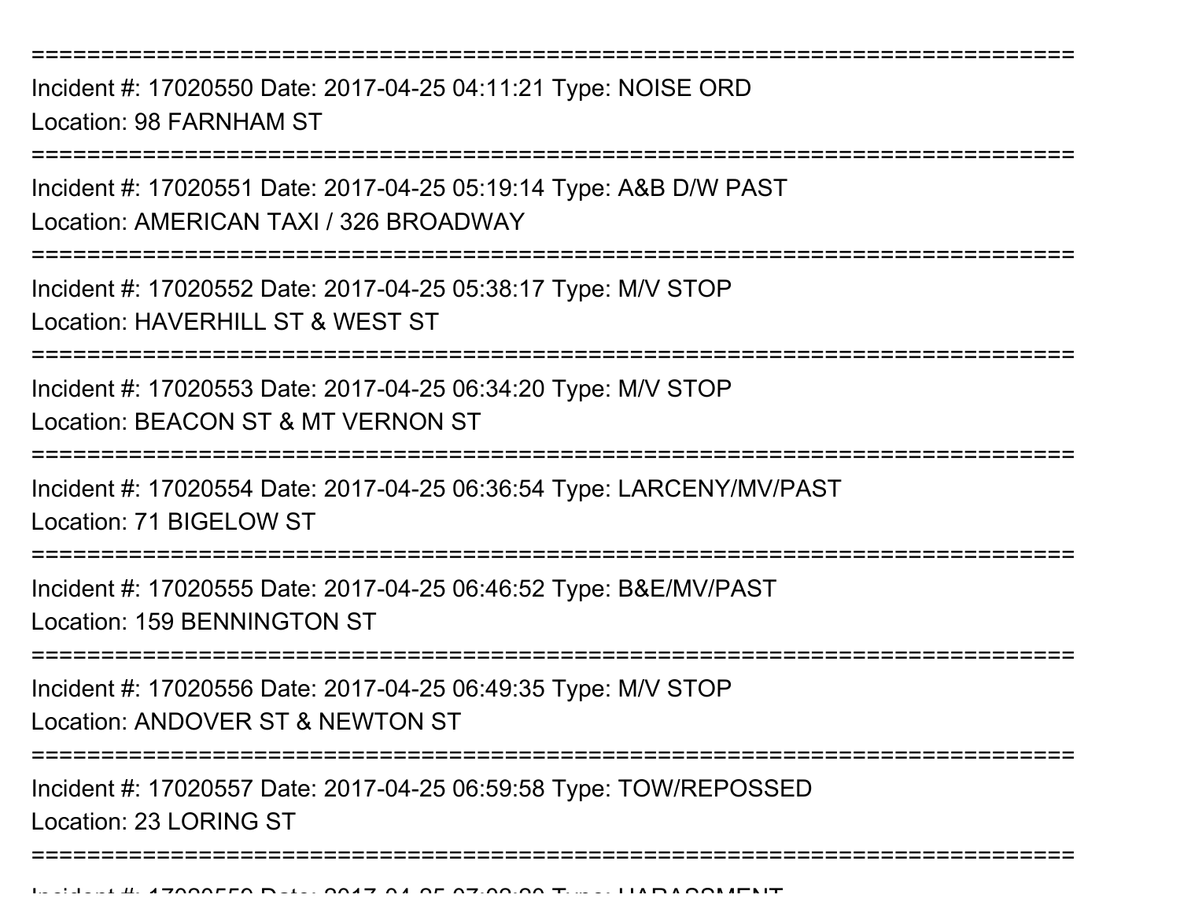==============================================================================

Incident #: 17020550 Date: 2017-04-25 04:11:21 Type: NOISE ORD
Location: 98 FARNHAM ST

==============================================================================

Incident #: 17020551 Date: 2017-04-25 05:19:14 Type: A&B D/W PAST
Location: AMERICAN TAXI / 326 BROADWAY

==============================================================================

Incident #: 17020552 Date: 2017-04-25 05:38:17 Type: M/V STOP
Location: HAVERHILL ST & WEST ST

==============================================================================

Incident #: 17020553 Date: 2017-04-25 06:34:20 Type: M/V STOP
Location: BEACON ST & MT VERNON ST

==============================================================================

Incident #: 17020554 Date: 2017-04-25 06:36:54 Type: LARCENY/MV/PAST
Location: 71 BIGELOW ST

==============================================================================

Incident #: 17020555 Date: 2017-04-25 06:46:52 Type: B&E/MV/PAST
Location: 159 BENNINGTON ST

==============================================================================

Incident #: 17020556 Date: 2017-04-25 06:49:35 Type: M/V STOP
Location: ANDOVER ST & NEWTON ST

==============================================================================

Incident #: 17020557 Date: 2017-04-25 06:59:58 Type: TOW/REPOSSED
Location: 23 LORING ST

==============================================================================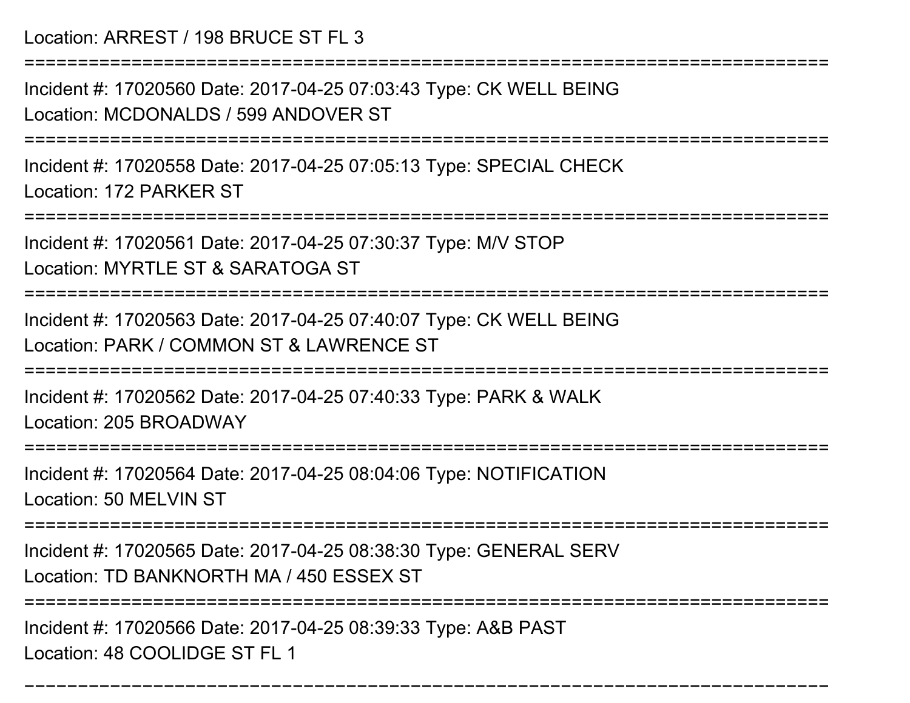Location: ARREST / 198 BRUCE ST FL 3

===========================================================================

Incident #: 17020560 Date: 2017-04-25 07:03:43 Type: CK WELL BEING

Location: MCDONALDS / 599 ANDOVER ST

===========================================================================

Incident #: 17020558 Date: 2017-04-25 07:05:13 Type: SPECIAL CHECK

Location: 172 PARKER ST

===========================================================================

Incident #: 17020561 Date: 2017-04-25 07:30:37 Type: M/V STOP

Location: MYRTLE ST & SARATOGA ST

===========================================================================

Incident #: 17020563 Date: 2017-04-25 07:40:07 Type: CK WELL BEING

Location: PARK / COMMON ST & LAWRENCE ST

===========================================================================

Incident #: 17020562 Date: 2017-04-25 07:40:33 Type: PARK & WALK

Location: 205 BROADWAY

===========================================================================

Incident #: 17020564 Date: 2017-04-25 08:04:06 Type: NOTIFICATION

Location: 50 MELVIN ST

===========================================================================

Incident #: 17020565 Date: 2017-04-25 08:38:30 Type: GENERAL SERV

Location: TD BANKNORTH MA / 450 ESSEX ST

===========================================================================

Incident #: 17020566 Date: 2017-04-25 08:39:33 Type: A&B PAST

Location: 48 COOLIDGE ST FL 1

===========================================================================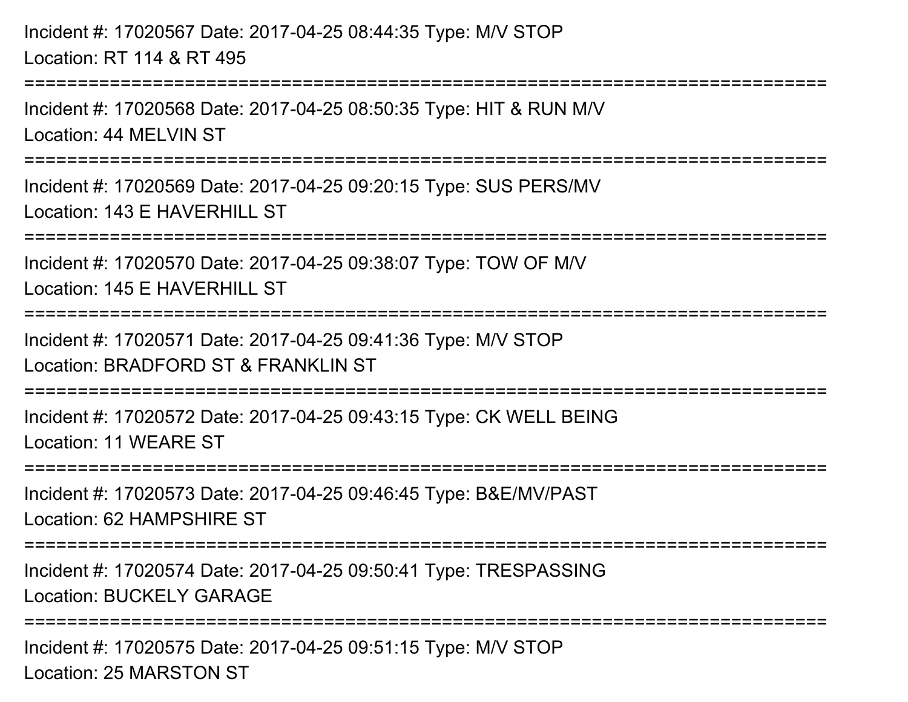Incident #: 17020567 Date: 2017-04-25 08:44:35 Type: M/V STOP
Location: RT 114 & RT 495

===========================================================================

Incident #: 17020568 Date: 2017-04-25 08:50:35 Type: HIT & RUN M/V
Location: 44 MELVIN ST

===========================================================================

Incident #: 17020569 Date: 2017-04-25 09:20:15 Type: SUS PERS/MV
Location: 143 E HAVERHILL ST

===========================================================================

Incident #: 17020570 Date: 2017-04-25 09:38:07 Type: TOW OF M/V
Location: 145 E HAVERHILL ST

===========================================================================

Incident #: 17020571 Date: 2017-04-25 09:41:36 Type: M/V STOP
Location: BRADFORD ST & FRANKLIN ST

===========================================================================

Incident #: 17020572 Date: 2017-04-25 09:43:15 Type: CK WELL BEING
Location: 11 WEARE ST

===========================================================================

Incident #: 17020573 Date: 2017-04-25 09:46:45 Type: B&E/MV/PAST
Location: 62 HAMPSHIRE ST

===========================================================================

Incident #: 17020574 Date: 2017-04-25 09:50:41 Type: TRESPASSING
Location: BUCKELY GARAGE

===========================================================================

Incident #: 17020575 Date: 2017-04-25 09:51:15 Type: M/V STOP
Location: 25 MARSTON ST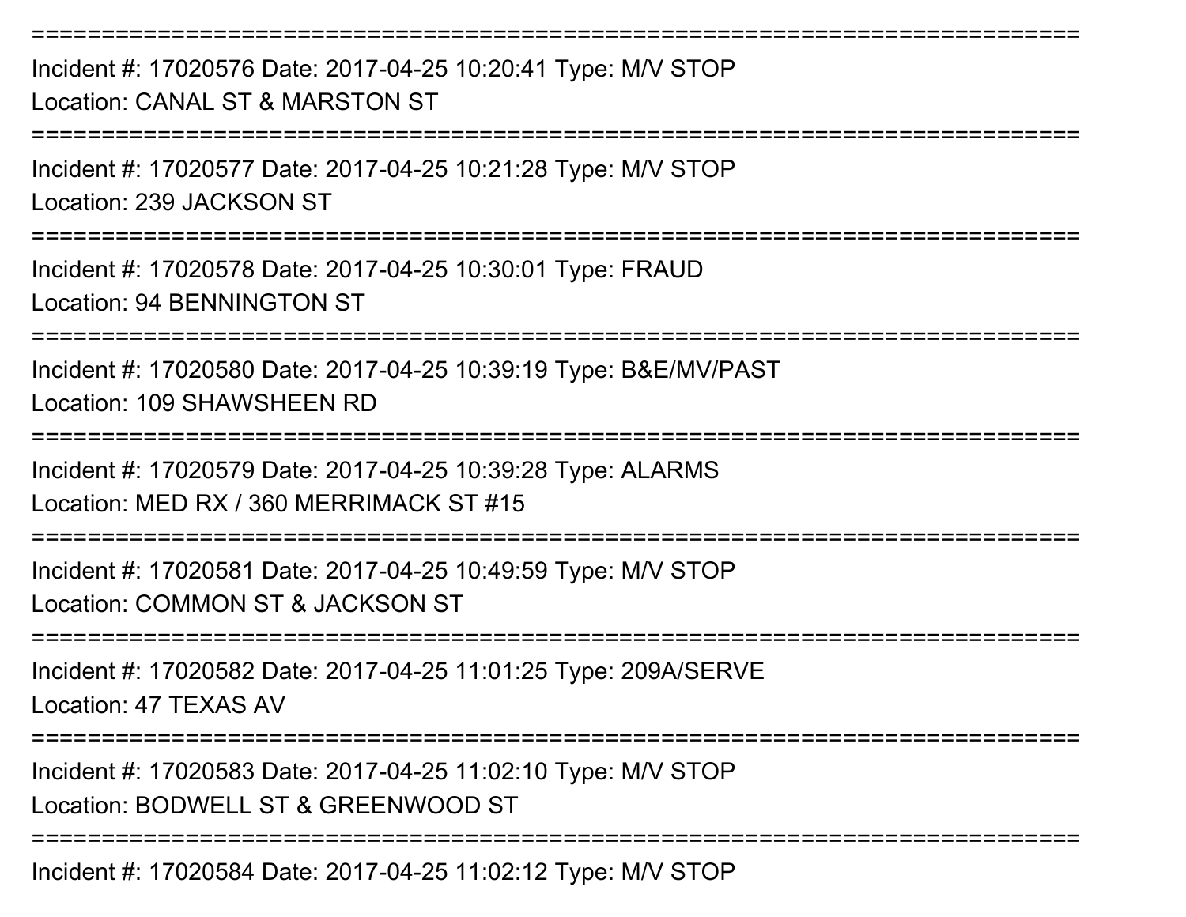===========================================================================

Incident #: 17020576 Date: 2017-04-25 10:20:41 Type: M/V STOP
Location: CANAL ST & MARSTON ST

===========================================================================

Incident #: 17020577 Date: 2017-04-25 10:21:28 Type: M/V STOP
Location: 239 JACKSON ST

===========================================================================

Incident #: 17020578 Date: 2017-04-25 10:30:01 Type: FRAUD
Location: 94 BENNINGTON ST

===========================================================================

Incident #: 17020580 Date: 2017-04-25 10:39:19 Type: B&E/MV/PAST
Location: 109 SHAWSHEEN RD

===========================================================================

Incident #: 17020579 Date: 2017-04-25 10:39:28 Type: ALARMS
Location: MED RX / 360 MERRIMACK ST #15

===========================================================================

Incident #: 17020581 Date: 2017-04-25 10:49:59 Type: M/V STOP
Location: COMMON ST & JACKSON ST

===========================================================================

Incident #: 17020582 Date: 2017-04-25 11:01:25 Type: 209A/SERVE
Location: 47 TEXAS AV

===========================================================================

Incident #: 17020583 Date: 2017-04-25 11:02:10 Type: M/V STOP
Location: BODWELL ST & GREENWOOD ST

===========================================================================

Incident #: 17020584 Date: 2017-04-25 11:02:12 Type: M/V STOP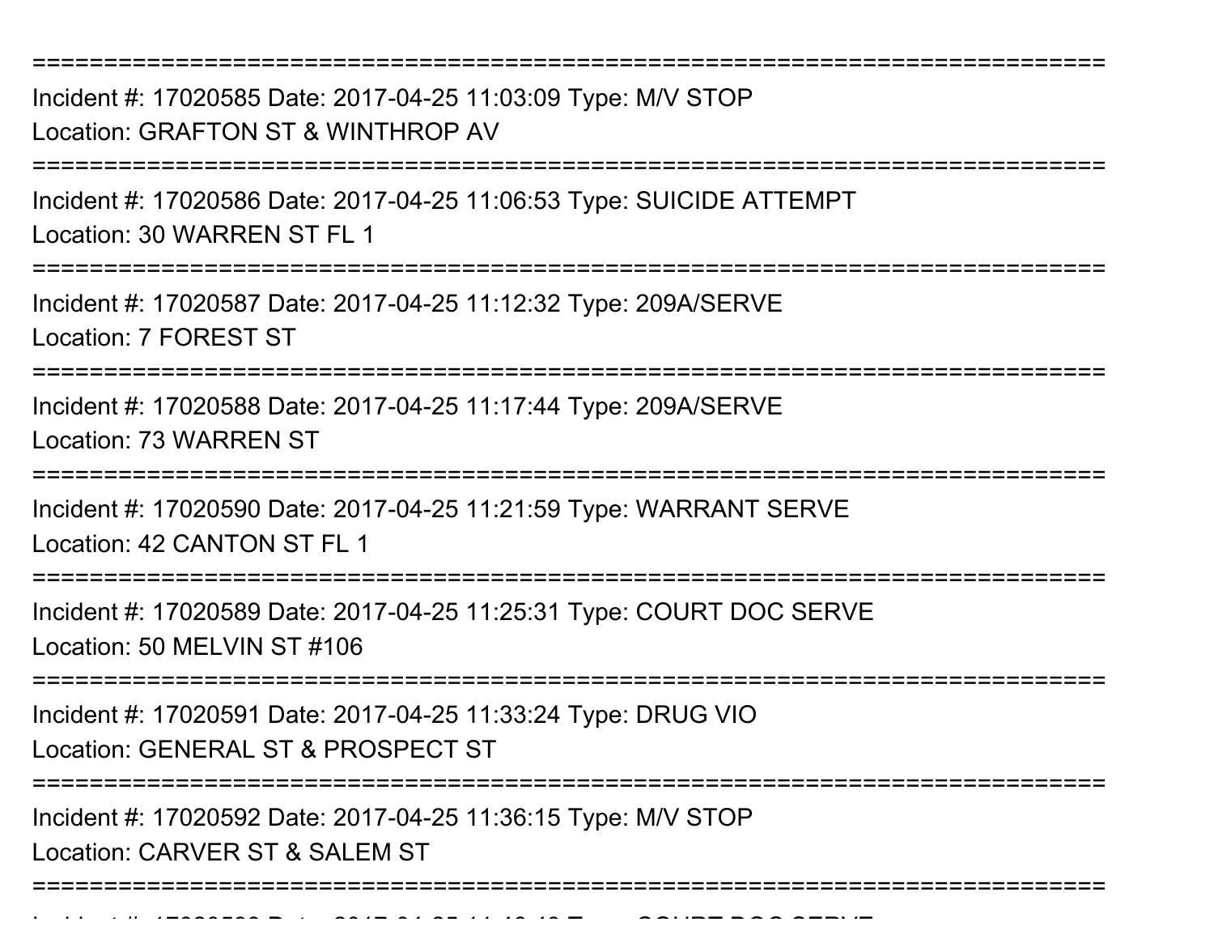===========================================================================
Incident #: 17020585 Date: 2017-04-25 11:03:09 Type: M/V STOP
Location: GRAFTON ST & WINTHROP AV
===========================================================================
Incident #: 17020586 Date: 2017-04-25 11:06:53 Type: SUICIDE ATTEMPT
Location: 30 WARREN ST FL 1
===========================================================================
Incident #: 17020587 Date: 2017-04-25 11:12:32 Type: 209A/SERVE
Location: 7 FOREST ST
===========================================================================
Incident #: 17020588 Date: 2017-04-25 11:17:44 Type: 209A/SERVE
Location: 73 WARREN ST
===========================================================================
Incident #: 17020590 Date: 2017-04-25 11:21:59 Type: WARRANT SERVE
Location: 42 CANTON ST FL 1
===========================================================================
Incident #: 17020589 Date: 2017-04-25 11:25:31 Type: COURT DOC SERVE
Location: 50 MELVIN ST #106
===========================================================================
Incident #: 17020591 Date: 2017-04-25 11:33:24 Type: DRUG VIO
Location: GENERAL ST & PROSPECT ST
===========================================================================
Incident #: 17020592 Date: 2017-04-25 11:36:15 Type: M/V STOP
Location: CARVER ST & SALEM ST
===========================================================================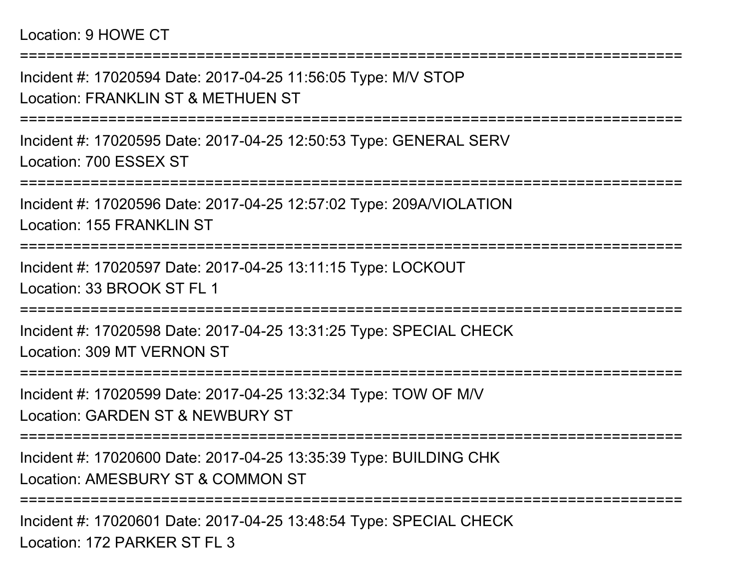Location: 9 HOWE CT

===========================================================================

Incident #: 17020594 Date: 2017-04-25 11:56:05 Type: M/V STOP
Location: FRANKLIN ST & METHUEN ST

===========================================================================

Incident #: 17020595 Date: 2017-04-25 12:50:53 Type: GENERAL SERV
Location: 700 ESSEX ST

===========================================================================

Incident #: 17020596 Date: 2017-04-25 12:57:02 Type: 209A/VIOLATION
Location: 155 FRANKLIN ST

===========================================================================

Incident #: 17020597 Date: 2017-04-25 13:11:15 Type: LOCKOUT
Location: 33 BROOK ST FL 1

===========================================================================

Incident #: 17020598 Date: 2017-04-25 13:31:25 Type: SPECIAL CHECK
Location: 309 MT VERNON ST

===========================================================================

Incident #: 17020599 Date: 2017-04-25 13:32:34 Type: TOW OF M/V
Location: GARDEN ST & NEWBURY ST

===========================================================================

Incident #: 17020600 Date: 2017-04-25 13:35:39 Type: BUILDING CHK
Location: AMESBURY ST & COMMON ST

===========================================================================

Incident #: 17020601 Date: 2017-04-25 13:48:54 Type: SPECIAL CHECK
Location: 172 PARKER ST FL 3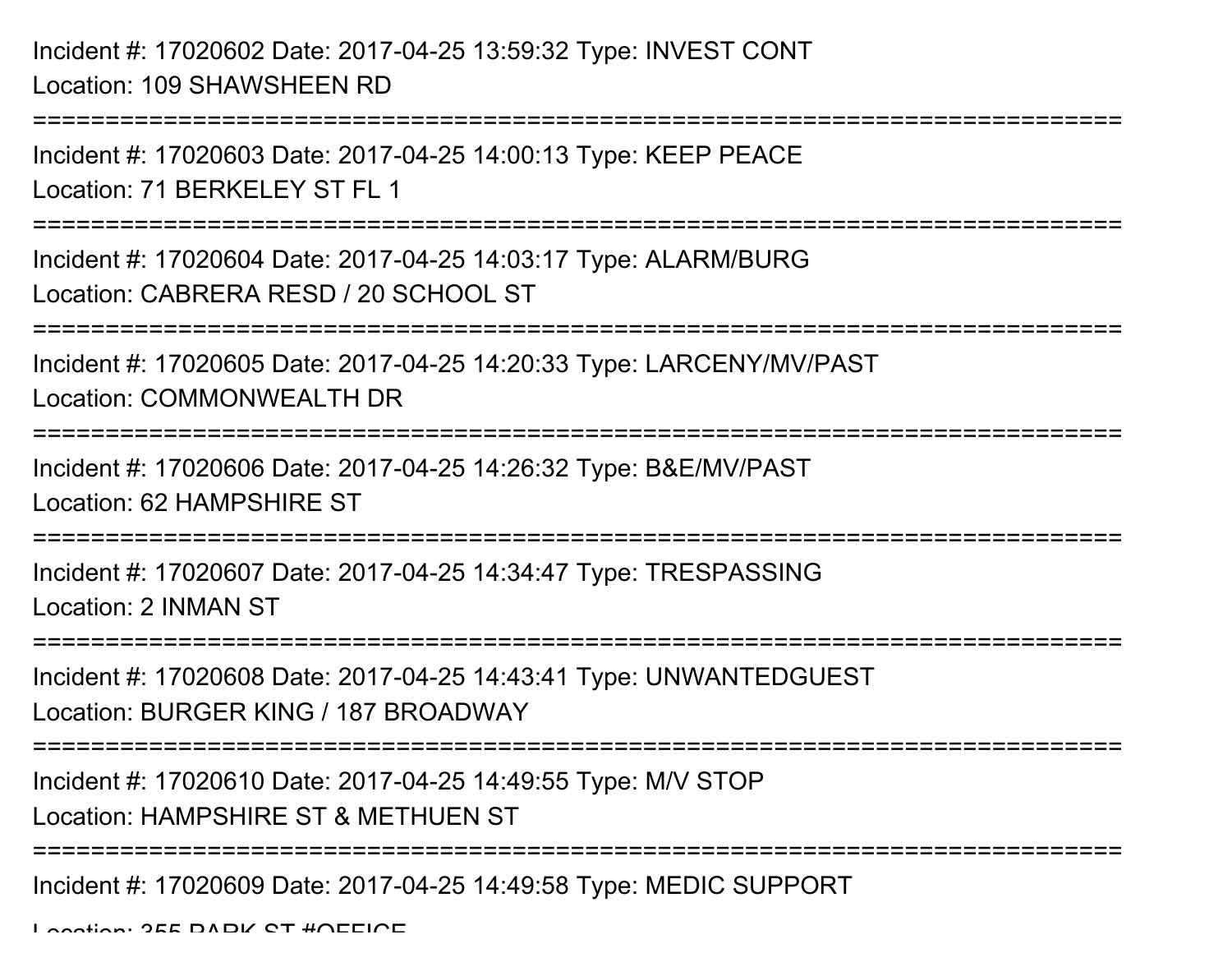Incident #: 17020602 Date: 2017-04-25 13:59:32 Type: INVEST CONT
Location: 109 SHAWSHEEN RD

===========================================================================

Incident #: 17020603 Date: 2017-04-25 14:00:13 Type: KEEP PEACE
Location: 71 BERKELEY ST FL 1

===========================================================================

Incident #: 17020604 Date: 2017-04-25 14:03:17 Type: ALARM/BURG
Location: CABRERA RESD / 20 SCHOOL ST

===========================================================================

Incident #: 17020605 Date: 2017-04-25 14:20:33 Type: LARCENY/MV/PAST
Location: COMMONWEALTH DR

===========================================================================

Incident #: 17020606 Date: 2017-04-25 14:26:32 Type: B&E/MV/PAST
Location: 62 HAMPSHIRE ST

===========================================================================

Incident #: 17020607 Date: 2017-04-25 14:34:47 Type: TRESPASSING
Location: 2 INMAN ST

===========================================================================

Incident #: 17020608 Date: 2017-04-25 14:43:41 Type: UNWANTEDGUEST
Location: BURGER KING / 187 BROADWAY

===========================================================================

Incident #: 17020610 Date: 2017-04-25 14:49:55 Type: M/V STOP
Location: HAMPSHIRE ST & METHUEN ST

===========================================================================

Incident #: 17020609 Date: 2017-04-25 14:49:58 Type: MEDIC SUPPORT
Location: 355 PARK ST #OFFICE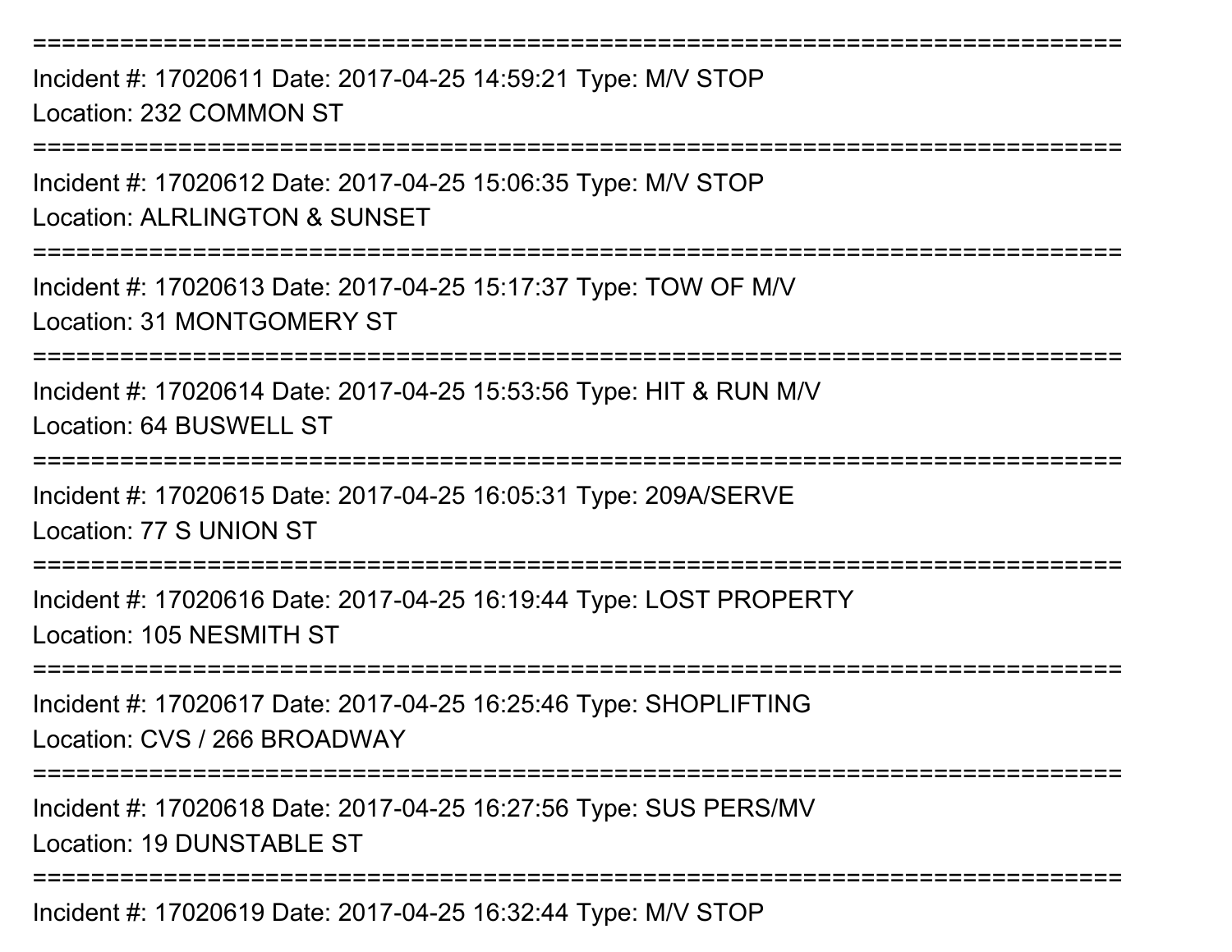===========================================================================
Incident #: 17020611 Date: 2017-04-25 14:59:21 Type: M/V STOP
Location: 232 COMMON ST
===========================================================================
Incident #: 17020612 Date: 2017-04-25 15:06:35 Type: M/V STOP
Location: ALRLINGTON & SUNSET
===========================================================================
Incident #: 17020613 Date: 2017-04-25 15:17:37 Type: TOW OF M/V
Location: 31 MONTGOMERY ST
===========================================================================
Incident #: 17020614 Date: 2017-04-25 15:53:56 Type: HIT & RUN M/V
Location: 64 BUSWELL ST
===========================================================================
Incident #: 17020615 Date: 2017-04-25 16:05:31 Type: 209A/SERVE
Location: 77 S UNION ST
===========================================================================
Incident #: 17020616 Date: 2017-04-25 16:19:44 Type: LOST PROPERTY
Location: 105 NESMITH ST
===========================================================================
Incident #: 17020617 Date: 2017-04-25 16:25:46 Type: SHOPLIFTING
Location: CVS / 266 BROADWAY
===========================================================================
Incident #: 17020618 Date: 2017-04-25 16:27:56 Type: SUS PERS/MV
Location: 19 DUNSTABLE ST
===========================================================================
Incident #: 17020619 Date: 2017-04-25 16:32:44 Type: M/V STOP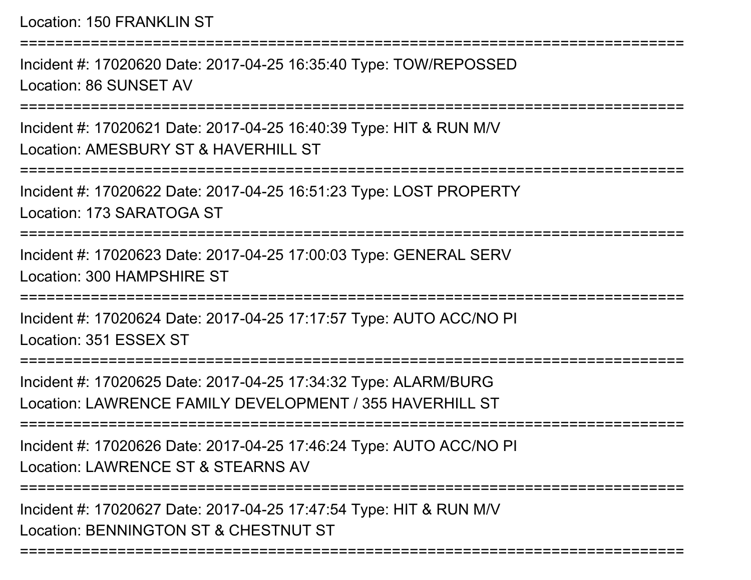Location: 150 FRANKLIN ST

===========================================================================

Incident #: 17020620 Date: 2017-04-25 16:35:40 Type: TOW/REPOSSED

Location: 86 SUNSET AV

===========================================================================

Incident #: 17020621 Date: 2017-04-25 16:40:39 Type: HIT & RUN M/V

Location: AMESBURY ST & HAVERHILL ST

===========================================================================

Incident #: 17020622 Date: 2017-04-25 16:51:23 Type: LOST PROPERTY

Location: 173 SARATOGA ST

===========================================================================

Incident #: 17020623 Date: 2017-04-25 17:00:03 Type: GENERAL SERV

Location: 300 HAMPSHIRE ST

===========================================================================

Incident #: 17020624 Date: 2017-04-25 17:17:57 Type: AUTO ACC/NO PI

Location: 351 ESSEX ST

===========================================================================

Incident #: 17020625 Date: 2017-04-25 17:34:32 Type: ALARM/BURG

Location: LAWRENCE FAMILY DEVELOPMENT / 355 HAVERHILL ST

===========================================================================

Incident #: 17020626 Date: 2017-04-25 17:46:24 Type: AUTO ACC/NO PI

Location: LAWRENCE ST & STEARNS AV

===========================================================================

Incident #: 17020627 Date: 2017-04-25 17:47:54 Type: HIT & RUN M/V

Location: BENNINGTON ST & CHESTNUT ST

===========================================================================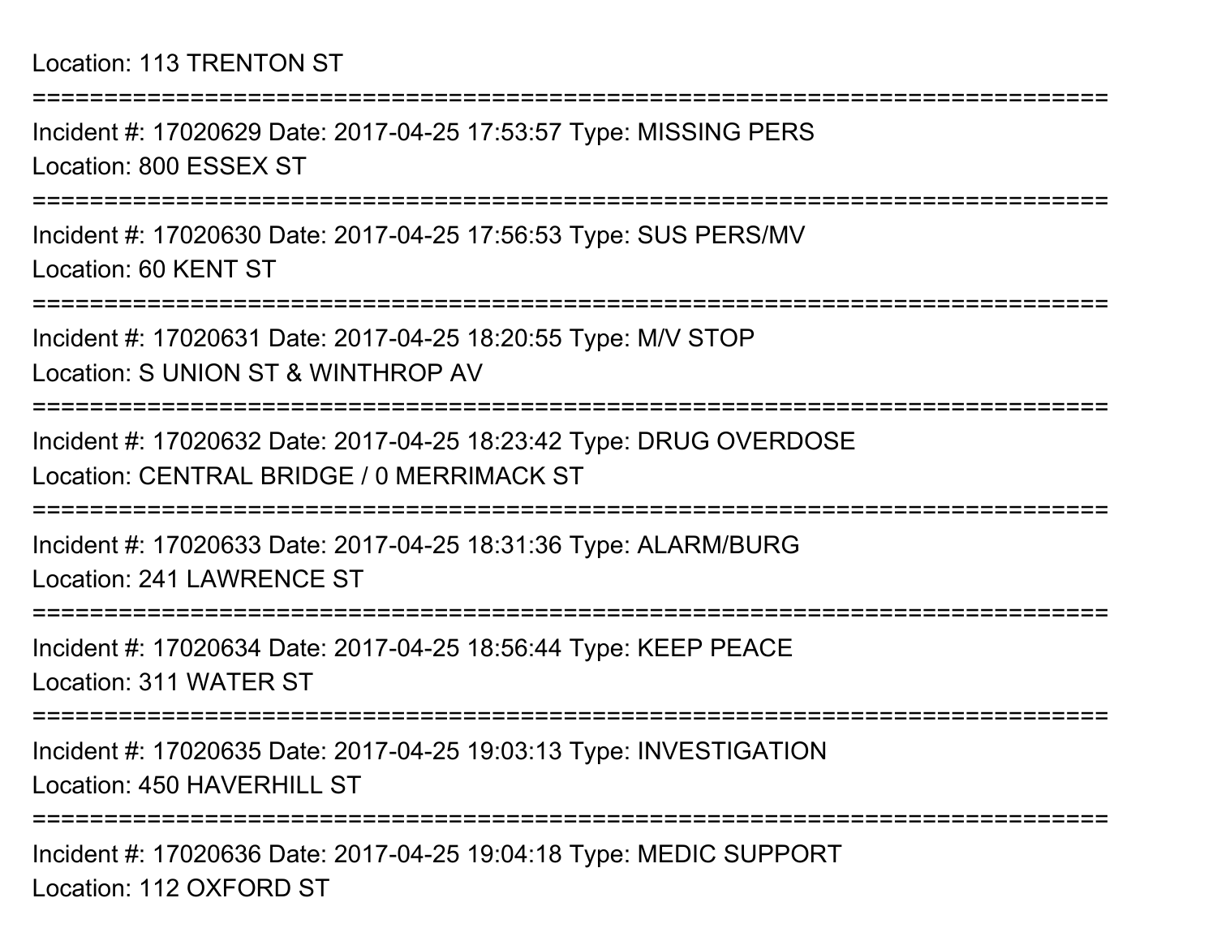Location: 113 TRENTON ST

===========================================================================

Incident #: 17020629 Date: 2017-04-25 17:53:57 Type: MISSING PERS
Location: 800 ESSEX ST

===========================================================================

Incident #: 17020630 Date: 2017-04-25 17:56:53 Type: SUS PERS/MV
Location: 60 KENT ST

===========================================================================

Incident #: 17020631 Date: 2017-04-25 18:20:55 Type: M/V STOP
Location: S UNION ST & WINTHROP AV

===========================================================================

Incident #: 17020632 Date: 2017-04-25 18:23:42 Type: DRUG OVERDOSE
Location: CENTRAL BRIDGE / 0 MERRIMACK ST

===========================================================================

Incident #: 17020633 Date: 2017-04-25 18:31:36 Type: ALARM/BURG
Location: 241 LAWRENCE ST

===========================================================================

Incident #: 17020634 Date: 2017-04-25 18:56:44 Type: KEEP PEACE
Location: 311 WATER ST

===========================================================================

Incident #: 17020635 Date: 2017-04-25 19:03:13 Type: INVESTIGATION
Location: 450 HAVERHILL ST

===========================================================================

Incident #: 17020636 Date: 2017-04-25 19:04:18 Type: MEDIC SUPPORT
Location: 112 OXFORD ST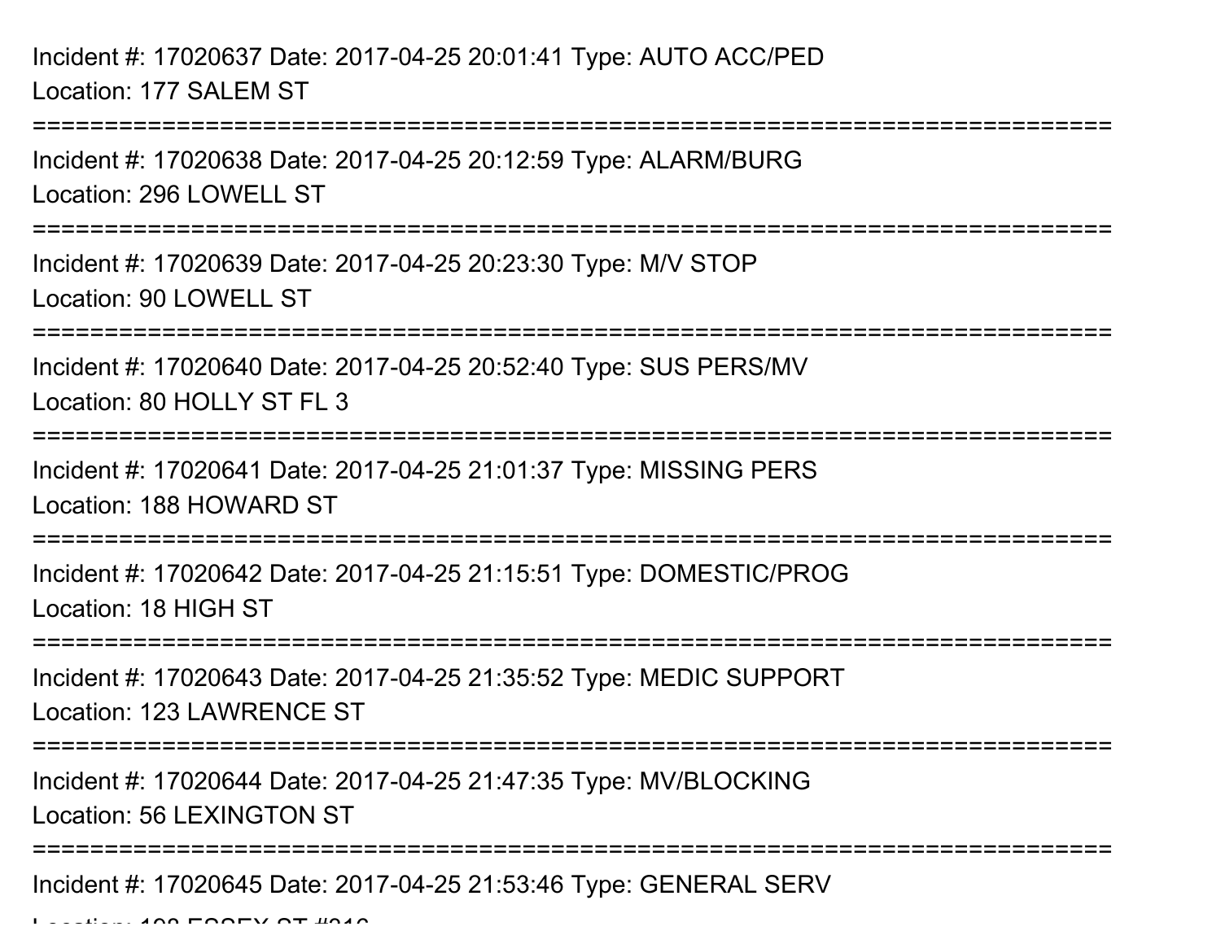Incident #: 17020637 Date: 2017-04-25 20:01:41 Type: AUTO ACC/PED
Location: 177 SALEM ST

===========================================================================

Incident #: 17020638 Date: 2017-04-25 20:12:59 Type: ALARM/BURG
Location: 296 LOWELL ST

===========================================================================

Incident #: 17020639 Date: 2017-04-25 20:23:30 Type: M/V STOP
Location: 90 LOWELL ST

===========================================================================

Incident #: 17020640 Date: 2017-04-25 20:52:40 Type: SUS PERS/MV
Location: 80 HOLLY ST FL 3

===========================================================================

Incident #: 17020641 Date: 2017-04-25 21:01:37 Type: MISSING PERS
Location: 188 HOWARD ST

===========================================================================

Incident #: 17020642 Date: 2017-04-25 21:15:51 Type: DOMESTIC/PROG
Location: 18 HIGH ST

===========================================================================

Incident #: 17020643 Date: 2017-04-25 21:35:52 Type: MEDIC SUPPORT
Location: 123 LAWRENCE ST

===========================================================================

Incident #: 17020644 Date: 2017-04-25 21:47:35 Type: MV/BLOCKING
Location: 56 LEXINGTON ST

===========================================================================

Incident #: 17020645 Date: 2017-04-25 21:53:46 Type: GENERAL SERV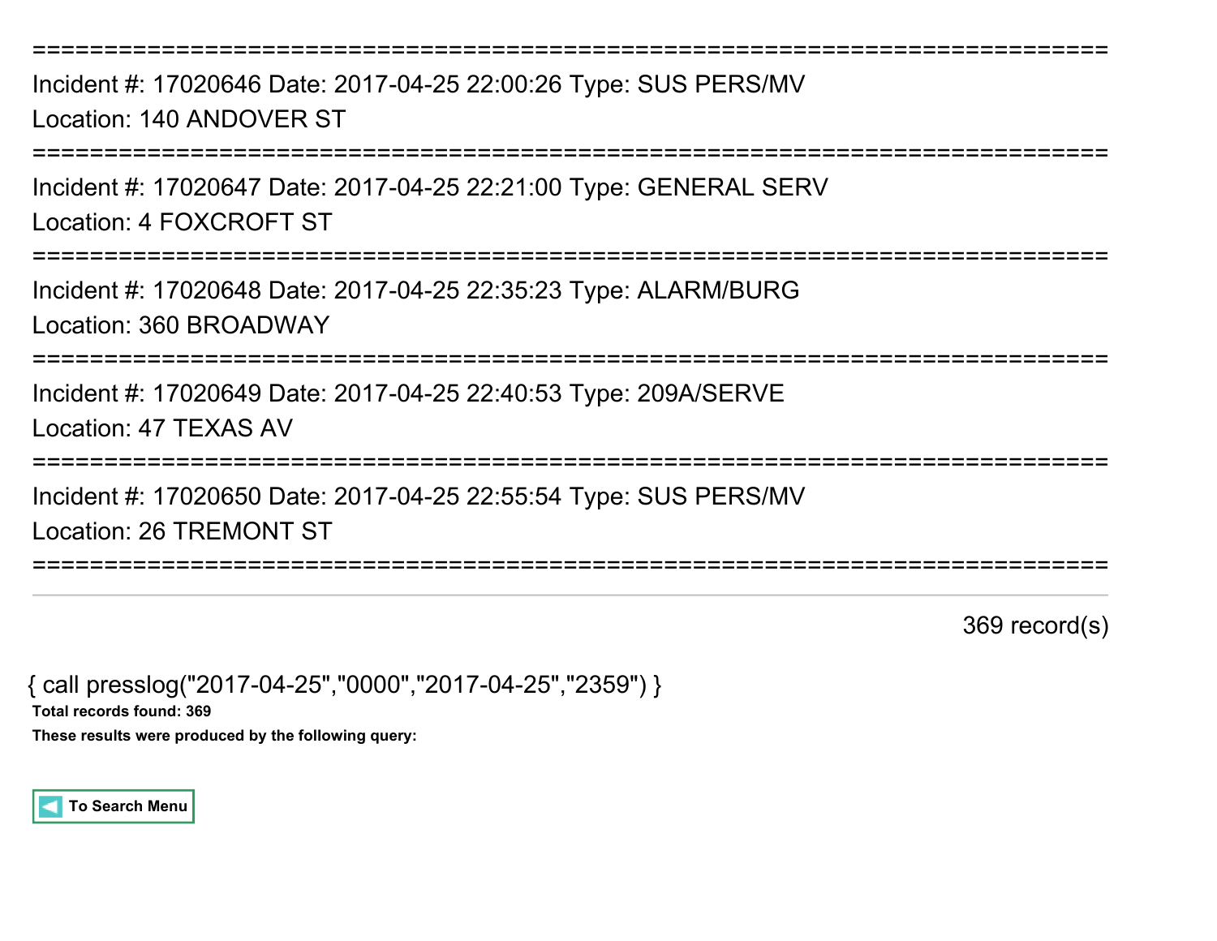===========================================================================

Incident #: 17020646 Date: 2017-04-25 22:00:26 Type: SUS PERS/MV

Location: 140 ANDOVER ST

===========================================================================

Incident #: 17020647 Date: 2017-04-25 22:21:00 Type: GENERAL SERV

Location: 4 FOXCROFT ST

===========================================================================

Incident #: 17020648 Date: 2017-04-25 22:35:23 Type: ALARM/BURG

Location: 360 BROADWAY

===========================================================================

Incident #: 17020649 Date: 2017-04-25 22:40:53 Type: 209A/SERVE

Location: 47 TEXAS AV

===========================================================================

Incident #: 17020650 Date: 2017-04-25 22:55:54 Type: SUS PERS/MV

Location: 26 TREMONT ST

===========================================================================

---

369 record(s)

{ call presslog("2017-04-25","0000","2017-04-25","2359") }

**Total records found: 369**

**These results were produced by the following query:**

**To Search Menu**